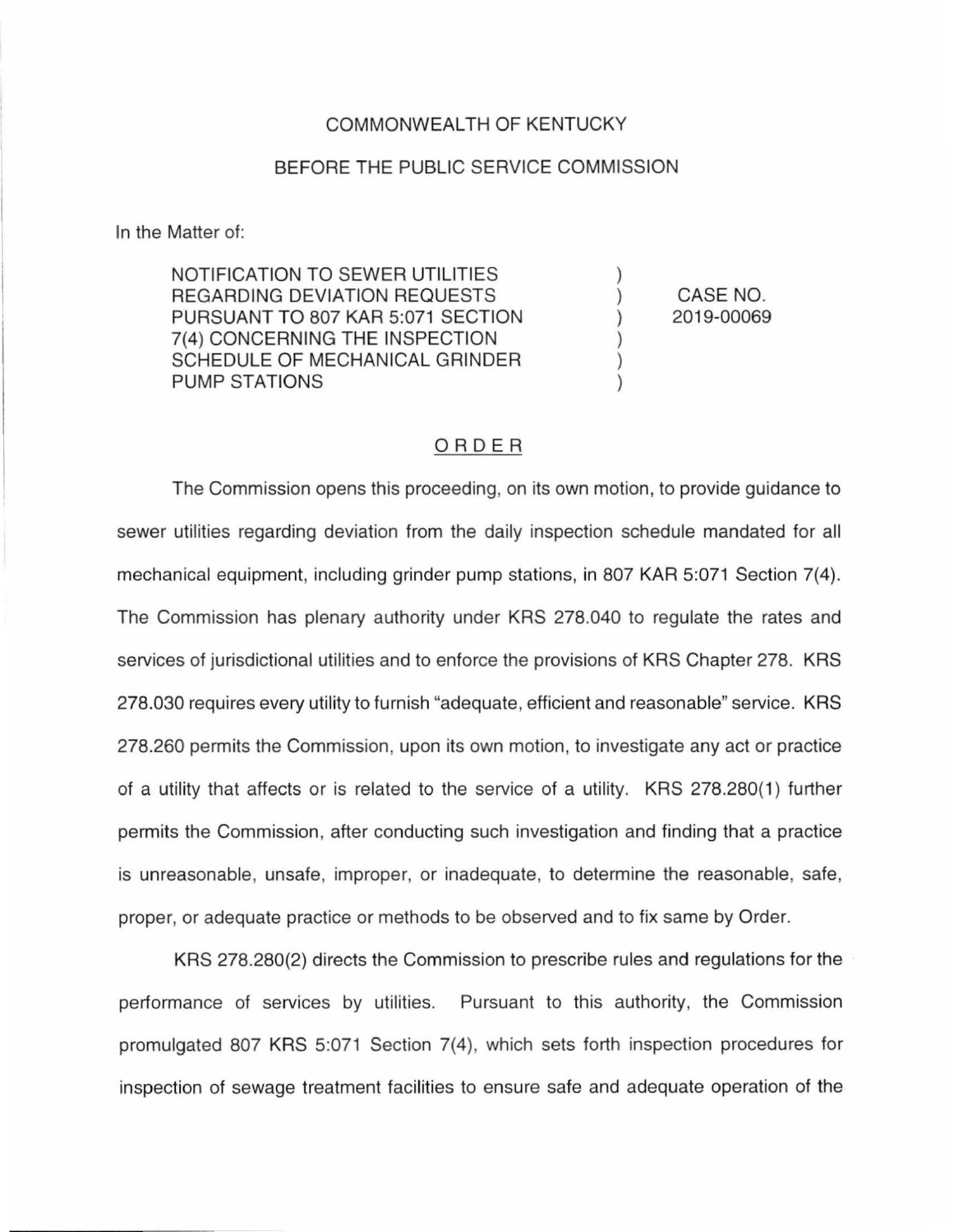COMMONWEALTH OF KENTUCKY

BEFORE THE PUBLIC SERVICE COMMISSION

In the Matter of:

| | | |
|---|---|---|
| NOTIFICATION TO SEWER UTILITIES REGARDING DEVIATION REQUESTS PURSUANT TO 807 KAR 5:071 SECTION 7(4) CONCERNING THE INSPECTION SCHEDULE OF MECHANICAL GRINDER PUMP STATIONS | ) ) ) ) ) ) | CASE NO. 2019-00069 |

## ORDER

The Commission opens this proceeding, on its own motion, to provide guidance to sewer utilities regarding deviation from the daily inspection schedule mandated for all mechanical equipment, including grinder pump stations, in 807 KAR 5:071 Section 7(4). The Commission has plenary authority under KRS 278.040 to regulate the rates and services of jurisdictional utilities and to enforce the provisions of KRS Chapter 278. KRS 278.030 requires every utility to furnish "adequate, efficient and reasonable" service. KRS 278.260 permits the Commission, upon its own motion, to investigate any act or practice of a utility that affects or is related to the service of a utility. KRS 278.280(1) further permits the Commission, after conducting such investigation and finding that a practice is unreasonable, unsafe, improper, or inadequate, to determine the reasonable, safe, proper, or adequate practice or methods to be observed and to fix same by Order.

KRS 278.280(2) directs the Commission to prescribe rules and regulations for the performance of services by utilities. Pursuant to this authority, the Commission promulgated 807 KRS 5:071 Section 7(4), which sets forth inspection procedures for inspection of sewage treatment facilities to ensure safe and adequate operation of the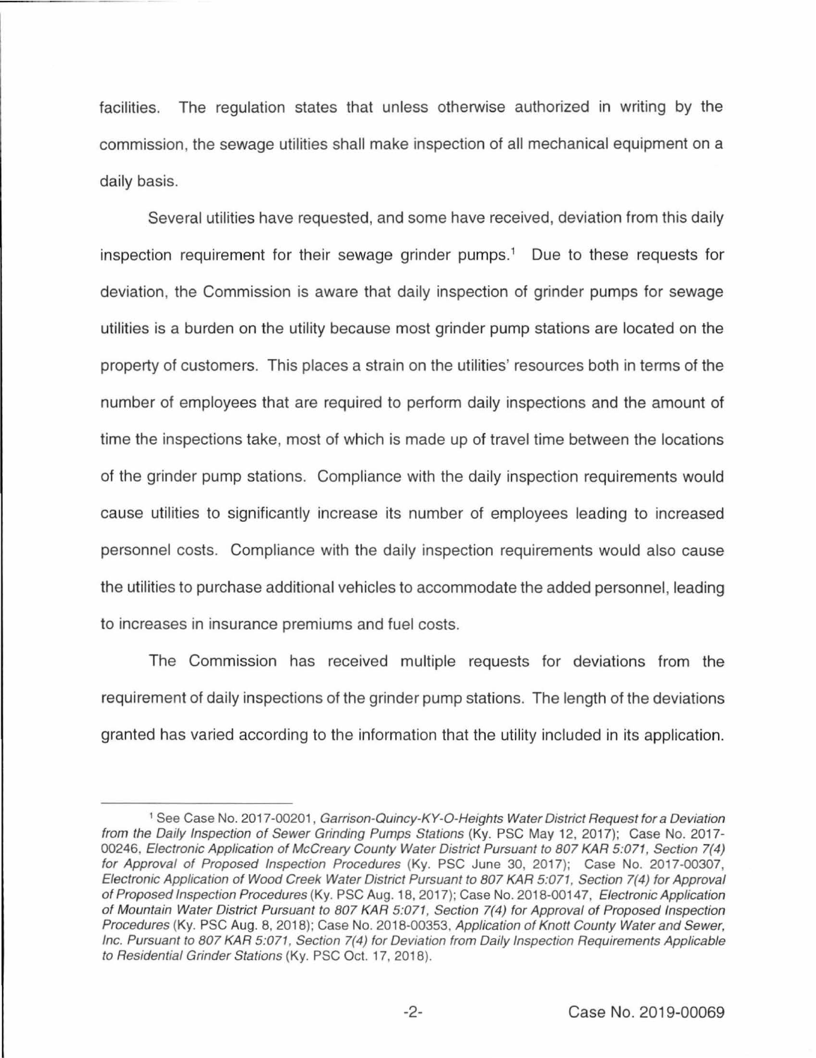facilities. The regulation states that unless otherwise authorized in writing by the commission, the sewage utilities shall make inspection of all mechanical equipment on a daily basis.

Several utilities have requested, and some have received, deviation from this daily inspection requirement for their sewage grinder pumps.[1] Due to these requests for deviation, the Commission is aware that daily inspection of grinder pumps for sewage utilities is a burden on the utility because most grinder pump stations are located on the property of customers. This places a strain on the utilities' resources both in terms of the number of employees that are required to perform daily inspections and the amount of time the inspections take, most of which is made up of travel time between the locations of the grinder pump stations. Compliance with the daily inspection requirements would cause utilities to significantly increase its number of employees leading to increased personnel costs. Compliance with the daily inspection requirements would also cause the utilities to purchase additional vehicles to accommodate the added personnel, leading to increases in insurance premiums and fuel costs.

The Commission has received multiple requests for deviations from the requirement of daily inspections of the grinder pump stations. The length of the deviations granted has varied according to the information that the utility included in its application.

---

[1] See Case No. 2017-00201, *Garrison-Quincy-KY-O-Heights Water District Request for a Deviation from the Daily Inspection of Sewer Grinding Pumps Stations* (Ky. PSC May 12, 2017); Case No. 2017-00246, *Electronic Application of McCreary County Water District Pursuant to 807 KAR 5:071, Section 7(4) for Approval of Proposed Inspection Procedures* (Ky. PSC June 30, 2017); Case No. 2017-00307, *Electronic Application of Wood Creek Water District Pursuant to 807 KAR 5:071, Section 7(4) for Approval of Proposed Inspection Procedures* (Ky. PSC Aug. 18, 2017); Case No. 2018-00147, *Electronic Application of Mountain Water District Pursuant to 807 KAR 5:071, Section 7(4) for Approval of Proposed Inspection Procedures* (Ky. PSC Aug. 8, 2018); Case No. 2018-00353, *Application of Knott County Water and Sewer, Inc. Pursuant to 807 KAR 5:071, Section 7(4) for Deviation from Daily Inspection Requirements Applicable to Residential Grinder Stations* (Ky. PSC Oct. 17, 2018).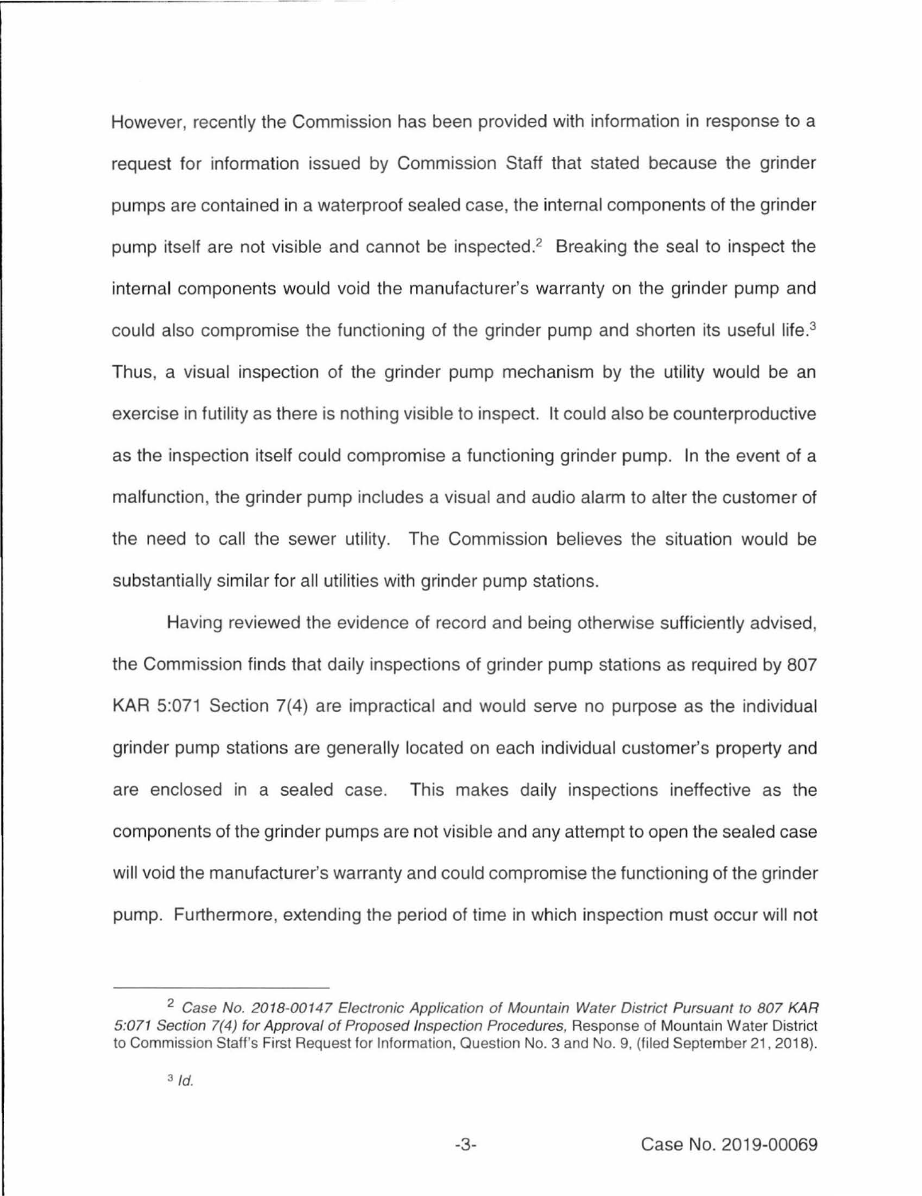However, recently the Commission has been provided with information in response to a request for information issued by Commission Staff that stated because the grinder pumps are contained in a waterproof sealed case, the internal components of the grinder pump itself are not visible and cannot be inspected.[2] Breaking the seal to inspect the internal components would void the manufacturer's warranty on the grinder pump and could also compromise the functioning of the grinder pump and shorten its useful life.[3] Thus, a visual inspection of the grinder pump mechanism by the utility would be an exercise in futility as there is nothing visible to inspect. It could also be counterproductive as the inspection itself could compromise a functioning grinder pump. In the event of a malfunction, the grinder pump includes a visual and audio alarm to alter the customer of the need to call the sewer utility. The Commission believes the situation would be substantially similar for all utilities with grinder pump stations.

Having reviewed the evidence of record and being otherwise sufficiently advised, the Commission finds that daily inspections of grinder pump stations as required by 807 KAR 5:071 Section 7(4) are impractical and would serve no purpose as the individual grinder pump stations are generally located on each individual customer's property and are enclosed in a sealed case. This makes daily inspections ineffective as the components of the grinder pumps are not visible and any attempt to open the sealed case will void the manufacturer's warranty and could compromise the functioning of the grinder pump. Furthermore, extending the period of time in which inspection must occur will not

---

[2] *Case No. 2018-00147 Electronic Application of Mountain Water District Pursuant to 807 KAR 5:071 Section 7(4) for Approval of Proposed Inspection Procedures,* Response of Mountain Water District to Commission Staff's First Request for Information, Question No. 3 and No. 9, (filed September 21, 2018).

[3] *Id.*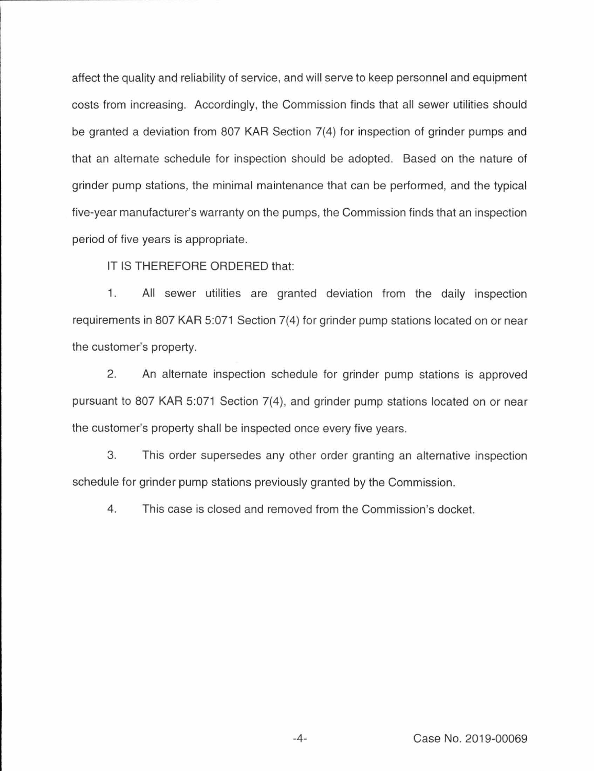affect the quality and reliability of service, and will serve to keep personnel and equipment costs from increasing. Accordingly, the Commission finds that all sewer utilities should be granted a deviation from 807 KAR Section 7(4) for inspection of grinder pumps and that an alternate schedule for inspection should be adopted. Based on the nature of grinder pump stations, the minimal maintenance that can be performed, and the typical five-year manufacturer's warranty on the pumps, the Commission finds that an inspection period of five years is appropriate.

IT IS THEREFORE ORDERED that:

1. All sewer utilities are granted deviation from the daily inspection requirements in 807 KAR 5:071 Section 7(4) for grinder pump stations located on or near the customer's property.

2. An alternate inspection schedule for grinder pump stations is approved pursuant to 807 KAR 5:071 Section 7(4), and grinder pump stations located on or near the customer's property shall be inspected once every five years.

3. This order supersedes any other order granting an alternative inspection schedule for grinder pump stations previously granted by the Commission.

4. This case is closed and removed from the Commission's docket.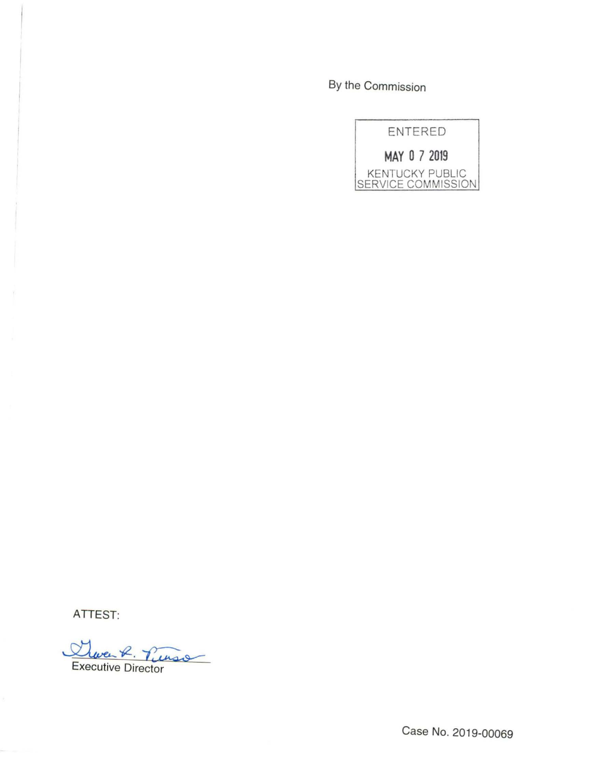By the Commission

ENTERED

MAY 0 7 2019

KENTUCKY PUBLIC SERVICE COMMISSION

ATTEST:

Gwen R. Pinson

Executive Director

Case No. 2019-00069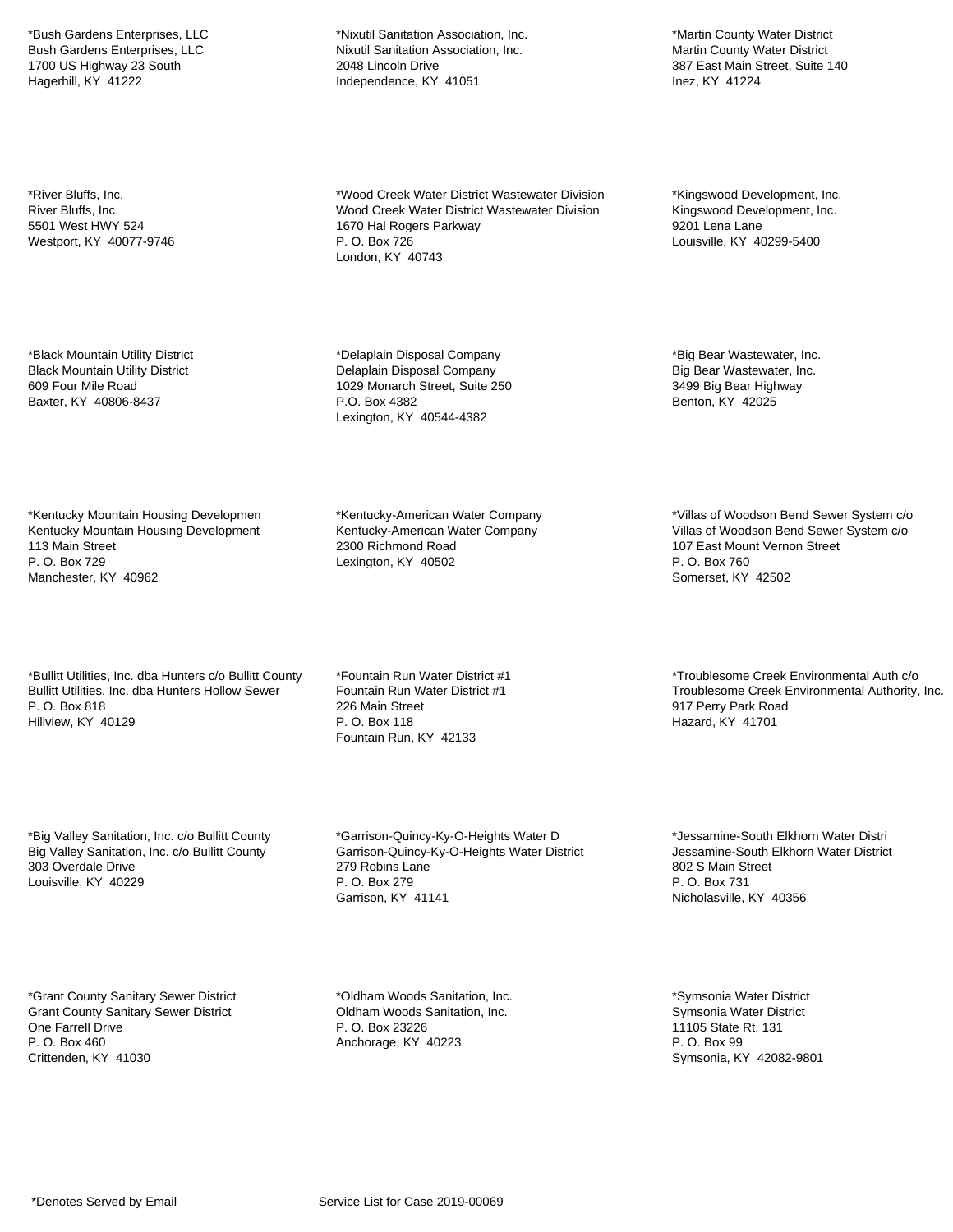*Bush Gardens Enterprises, LLC
Bush Gardens Enterprises, LLC
1700 US Highway 23 South
Hagerhill, KY  41222

*Nixutil Sanitation Association, Inc.
Nixutil Sanitation Association, Inc.
2048 Lincoln Drive
Independence, KY  41051

*Martin County Water District
Martin County Water District
387 East Main Street, Suite 140
Inez, KY  41224

*River Bluffs, Inc.
River Bluffs, Inc.
5501 West HWY 524
Westport, KY  40077-9746

*Wood Creek Water District Wastewater Division
Wood Creek Water District Wastewater Division
1670 Hal Rogers Parkway
P. O. Box 726
London, KY  40743

*Kingswood Development, Inc.
Kingswood Development, Inc.
9201 Lena Lane
Louisville, KY  40299-5400

*Black Mountain Utility District
Black Mountain Utility District
609 Four Mile Road
Baxter, KY  40806-8437

*Delaplain Disposal Company
Delaplain Disposal Company
1029 Monarch Street, Suite 250
P.O. Box 4382
Lexington, KY  40544-4382

*Big Bear Wastewater, Inc.
Big Bear Wastewater, Inc.
3499 Big Bear Highway
Benton, KY  42025

*Kentucky Mountain Housing Developmen
Kentucky Mountain Housing Development
113 Main Street
P. O. Box 729
Manchester, KY  40962

*Kentucky-American Water Company
Kentucky-American Water Company
2300 Richmond Road
Lexington, KY  40502

*Villas of Woodson Bend Sewer System c/o
Villas of Woodson Bend Sewer System c/o
107 East Mount Vernon Street
P. O. Box 760
Somerset, KY  42502

*Bullitt Utilities, Inc. dba Hunters c/o Bullitt County
Bullitt Utilities, Inc. dba Hunters Hollow Sewer
P. O. Box 818
Hillview, KY  40129

*Fountain Run Water District #1
Fountain Run Water District #1
226 Main Street
P. O. Box 118
Fountain Run, KY  42133

*Troublesome Creek Environmental Auth c/o
Troublesome Creek Environmental Authority, Inc.
917 Perry Park Road
Hazard, KY  41701

*Big Valley Sanitation, Inc. c/o Bullitt County
Big Valley Sanitation, Inc. c/o Bullitt County
303 Overdale Drive
Louisville, KY  40229

*Garrison-Quincy-Ky-O-Heights Water D
Garrison-Quincy-Ky-O-Heights Water District
279 Robins Lane
P. O. Box 279
Garrison, KY  41141

*Jessamine-South Elkhorn Water Distri
Jessamine-South Elkhorn Water District
802 S Main Street
P. O. Box 731
Nicholasville, KY  40356

*Grant County Sanitary Sewer District
Grant County Sanitary Sewer District
One Farrell Drive
P. O. Box 460
Crittenden, KY  41030

*Oldham Woods Sanitation, Inc.
Oldham Woods Sanitation, Inc.
P. O. Box 23226
Anchorage, KY  40223

*Symsonia Water District
Symsonia Water District
11105 State Rt. 131
P. O. Box 99
Symsonia, KY  42082-9801

*Denotes Served by Email

Service List for Case 2019-00069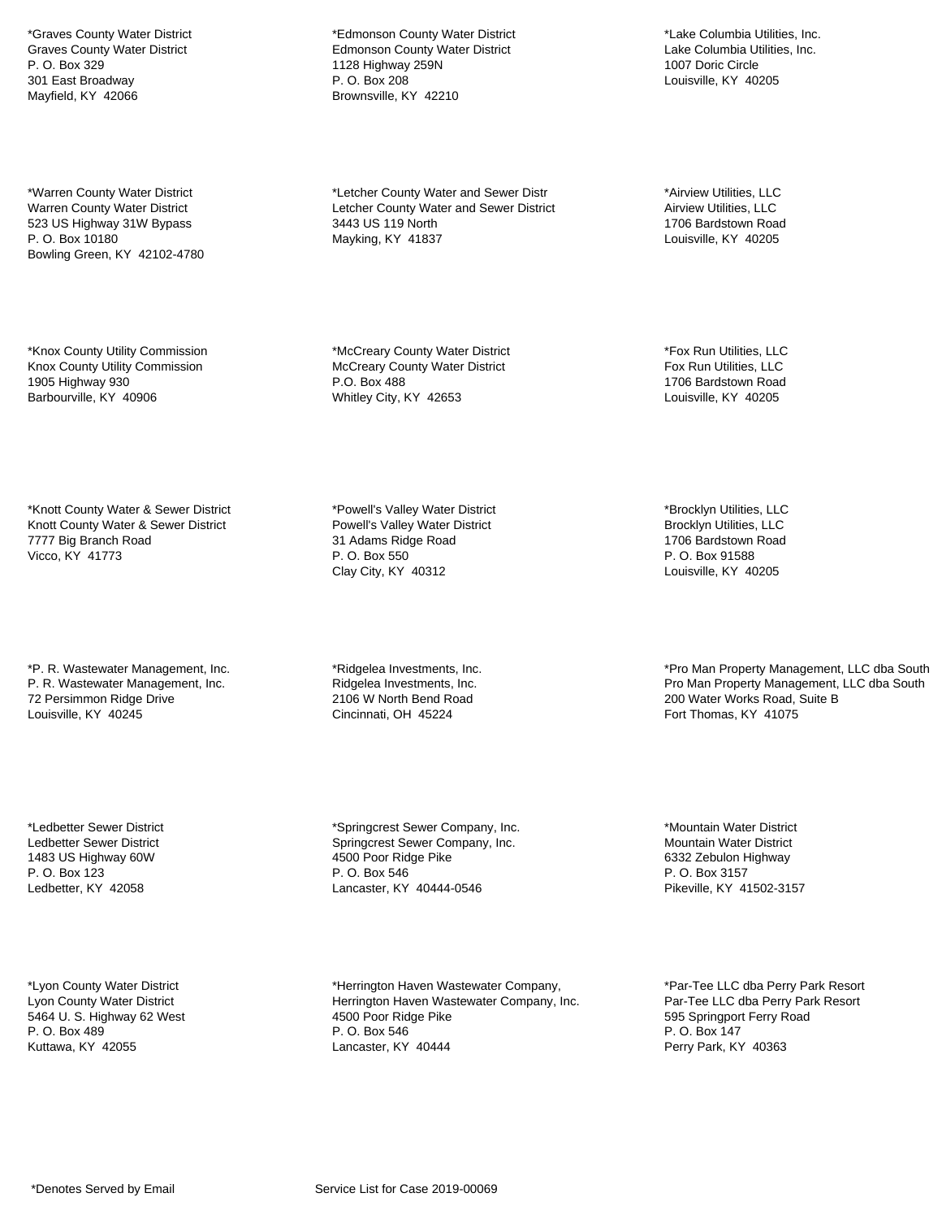*Graves County Water District
Graves County Water District
P. O. Box 329
301 East Broadway
Mayfield, KY  42066

*Edmonson County Water District
Edmonson County Water District
1128 Highway 259N
P. O. Box 208
Brownsville, KY  42210

*Lake Columbia Utilities, Inc.
Lake Columbia Utilities, Inc.
1007 Doric Circle
Louisville, KY  40205

*Warren County Water District
Warren County Water District
523 US Highway 31W Bypass
P. O. Box 10180
Bowling Green, KY  42102-4780

*Letcher County Water and Sewer Distr
Letcher County Water and Sewer District
3443 US 119 North
Mayking, KY  41837

*Airview Utilities, LLC
Airview Utilities, LLC
1706 Bardstown Road
Louisville, KY  40205

*Knox County Utility Commission
Knox County Utility Commission
1905 Highway 930
Barbourville, KY  40906

*McCreary County Water District
McCreary County Water District
P.O. Box 488
Whitley City, KY  42653

*Fox Run Utilities, LLC
Fox Run Utilities, LLC
1706 Bardstown Road
Louisville, KY  40205

*Knott County Water & Sewer District
Knott County Water & Sewer District
7777 Big Branch Road
Vicco, KY  41773

*Powell's Valley Water District
Powell's Valley Water District
31 Adams Ridge Road
P. O. Box 550
Clay City, KY  40312

*Brocklyn Utilities, LLC
Brocklyn Utilities, LLC
1706 Bardstown Road
P. O. Box 91588
Louisville, KY  40205

*P. R. Wastewater Management, Inc.
P. R. Wastewater Management, Inc.
72 Persimmon Ridge Drive
Louisville, KY  40245

*Ridgelea Investments, Inc.
Ridgelea Investments, Inc.
2106 W North Bend Road
Cincinnati, OH  45224

*Pro Man Property Management, LLC dba South
Pro Man Property Management, LLC dba South
200 Water Works Road, Suite B
Fort Thomas, KY  41075

*Ledbetter Sewer District
Ledbetter Sewer District
1483 US Highway 60W
P. O. Box 123
Ledbetter, KY  42058

*Springcrest Sewer Company, Inc.
Springcrest Sewer Company, Inc.
4500 Poor Ridge Pike
P. O. Box 546
Lancaster, KY  40444-0546

*Mountain Water District
Mountain Water District
6332 Zebulon Highway
P. O. Box 3157
Pikeville, KY  41502-3157

*Lyon County Water District
Lyon County Water District
5464 U. S. Highway 62 West
P. O. Box 489
Kuttawa, KY  42055

*Herrington Haven Wastewater Company,
Herrington Haven Wastewater Company, Inc.
4500 Poor Ridge Pike
P. O. Box 546
Lancaster, KY  40444

*Par-Tee LLC dba Perry Park Resort
Par-Tee LLC dba Perry Park Resort
595 Springport Ferry Road
P. O. Box 147
Perry Park, KY  40363

*Denotes Served by Email

Service List for Case 2019-00069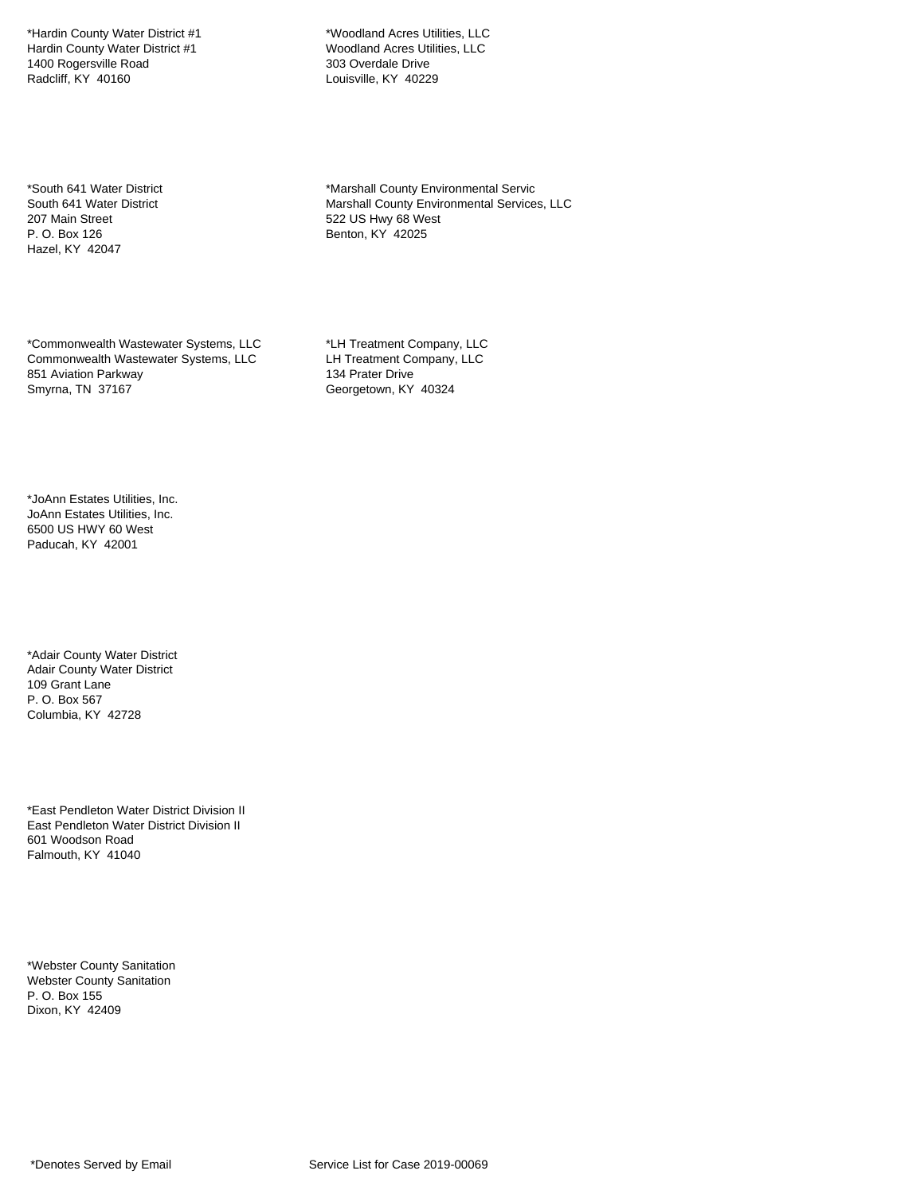*Hardin County Water District #1
Hardin County Water District #1
1400 Rogersville Road
Radcliff, KY  40160

*Woodland Acres Utilities, LLC
Woodland Acres Utilities, LLC
303 Overdale Drive
Louisville, KY  40229

*South 641 Water District
South 641 Water District
207 Main Street
P. O. Box 126
Hazel, KY  42047

*Marshall County Environmental Servic
Marshall County Environmental Services, LLC
522 US Hwy 68 West
Benton, KY  42025

*Commonwealth Wastewater Systems, LLC
Commonwealth Wastewater Systems, LLC
851 Aviation Parkway
Smyrna, TN  37167

*LH Treatment Company, LLC
LH Treatment Company, LLC
134 Prater Drive
Georgetown, KY  40324

*JoAnn Estates Utilities, Inc.
JoAnn Estates Utilities, Inc.
6500 US HWY 60 West
Paducah, KY  42001

*Adair County Water District
Adair County Water District
109 Grant Lane
P. O. Box 567
Columbia, KY  42728

*East Pendleton Water District Division II
East Pendleton Water District Division II
601 Woodson Road
Falmouth, KY  41040

*Webster County Sanitation
Webster County Sanitation
P. O. Box 155
Dixon, KY  42409

*Denotes Served by Email

Service List for Case 2019-00069